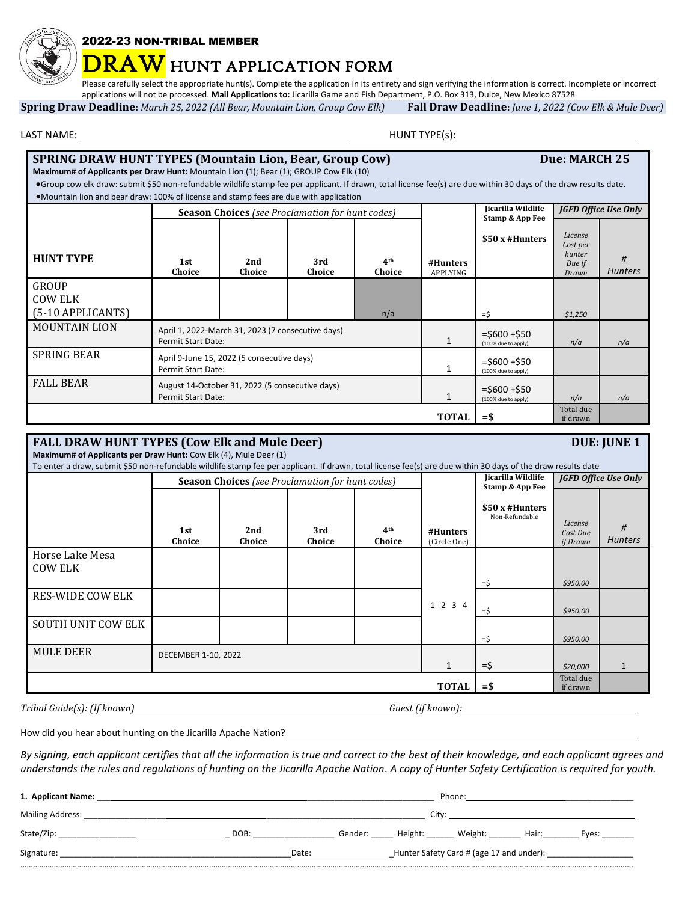2022-23 NON-TRIBAL MEMBER

# DRAW HUNT APPLICATION FORM

Please carefully select the appropriate hunt(s). Complete the application in its entirety and sign verifying the information is correct. Incomplete or incorrect applications will not be processed. **Mail Applications to:** Jicarilla Game and Fish Department, P.O. Box 313, Dulce, New Mexico 87528

**Spring Draw Deadline:** *March 25, 2022 (All Bear, Mountain Lion, Group Cow Elk)* **Fall Draw Deadline:** *June 1, 2022 (Cow Elk & Mule Deer)*

LAST NAME: ______________________ HUNT TYPE(s): ______________________

## SPRING DRAW HUNT TYPES (Mountain Lion, Bear, Group Cow) — Due: MARCH 25

**Maximum# of Applicants per Draw Hunt:** Mountain Lion (1); Bear (1); GROUP Cow Elk (10)

- Group cow elk draw: submit $50 non-refundable wildlife stamp fee per applicant. If drawn, total license fee(s) are due within 30 days of the draw results date.
- Mountain lion and bear draw: 100% of license and stamp fees are due with application

| HUNT TYPE | Season Choices *(see Proclamation for hunt codes)* 1st Choice | 2nd Choice | 3rd Choice | 4th Choice | #Hunters APPLYING | Jicarilla Wildlife Stamp & App Fee $50 x #Hunters | JGFD Office Use Only: *License Cost per hunter Due if Drawn* | *# Hunters* |
|---|---|---|---|---|---|---|---|---|
| GROUP COW ELK (5-10 APPLICANTS) | | | | n/a | | =$ | *$1,250* | |
| MOUNTAIN LION | April 1, 2022-March 31, 2023 (7 consecutive days) Permit Start Date: | | | | 1 | =$600 +$50 (100% due to apply) | *n/a* | *n/a* |
| SPRING BEAR | April 9-June 15, 2022 (5 consecutive days) Permit Start Date: | | | | 1 | =$600 +$50 (100% due to apply) | | |
| FALL BEAR | August 14-October 31, 2022 (5 consecutive days) Permit Start Date: | | | | 1 | =$600 +$50 (100% due to apply) | *n/a* | *n/a* |
| | | | | | **TOTAL** | **=$** | Total due if drawn | |

## FALL DRAW HUNT TYPES (Cow Elk and Mule Deer) — DUE: JUNE 1

**Maximum# of Applicants per Draw Hunt:** Cow Elk (4), Mule Deer (1)

To enter a draw, submit $50 non-refundable wildlife stamp fee per applicant. If drawn, total license fee(s) are due within 30 days of the draw results date

| | Season Choices *(see Proclamation for hunt codes)* 1st Choice | 2nd Choice | 3rd Choice | 4th Choice | #Hunters (Circle One) | Jicarilla Wildlife Stamp & App Fee $50 x #Hunters Non-Refundable | JGFD Office Use Only: *License Cost Due if Drawn* | *# Hunters* |
|---|---|---|---|---|---|---|---|---|
| Horse Lake Mesa COW ELK | | | | | 1 2 3 4 | =$ | *$950.00* | |
| RES-WIDE COW ELK | | | | | | =$ | *$950.00* | |
| SOUTH UNIT COW ELK | | | | | | =$ | *$950.00* | |
| MULE DEER | DECEMBER 1-10, 2022 | | | | 1 | =$ | *$20,000* | 1 |
| | | | | | **TOTAL** | **=$** | Total due if drawn | |

*Tribal Guide(s): (If known)* ______________________ *Guest (if known):* ______________________

How did you hear about hunting on the Jicarilla Apache Nation? ______________________

*By signing, each applicant certifies that all the information is true and correct to the best of their knowledge, and each applicant agrees and understands the rules and regulations of hunting on the Jicarilla Apache Nation. A copy of Hunter Safety Certification is required for youth.*

**1. Applicant Name:** ______________________ Phone: ______________________

Mailing Address: ______________________ City: ______________________

State/Zip: ______________________ DOB: __________ Gender: _____ Height: ______ Weight: _______ Hair: ________ Eyes: _______

Signature: ______________________ Date: __________ Hunter Safety Card # (age 17 and under): ______________________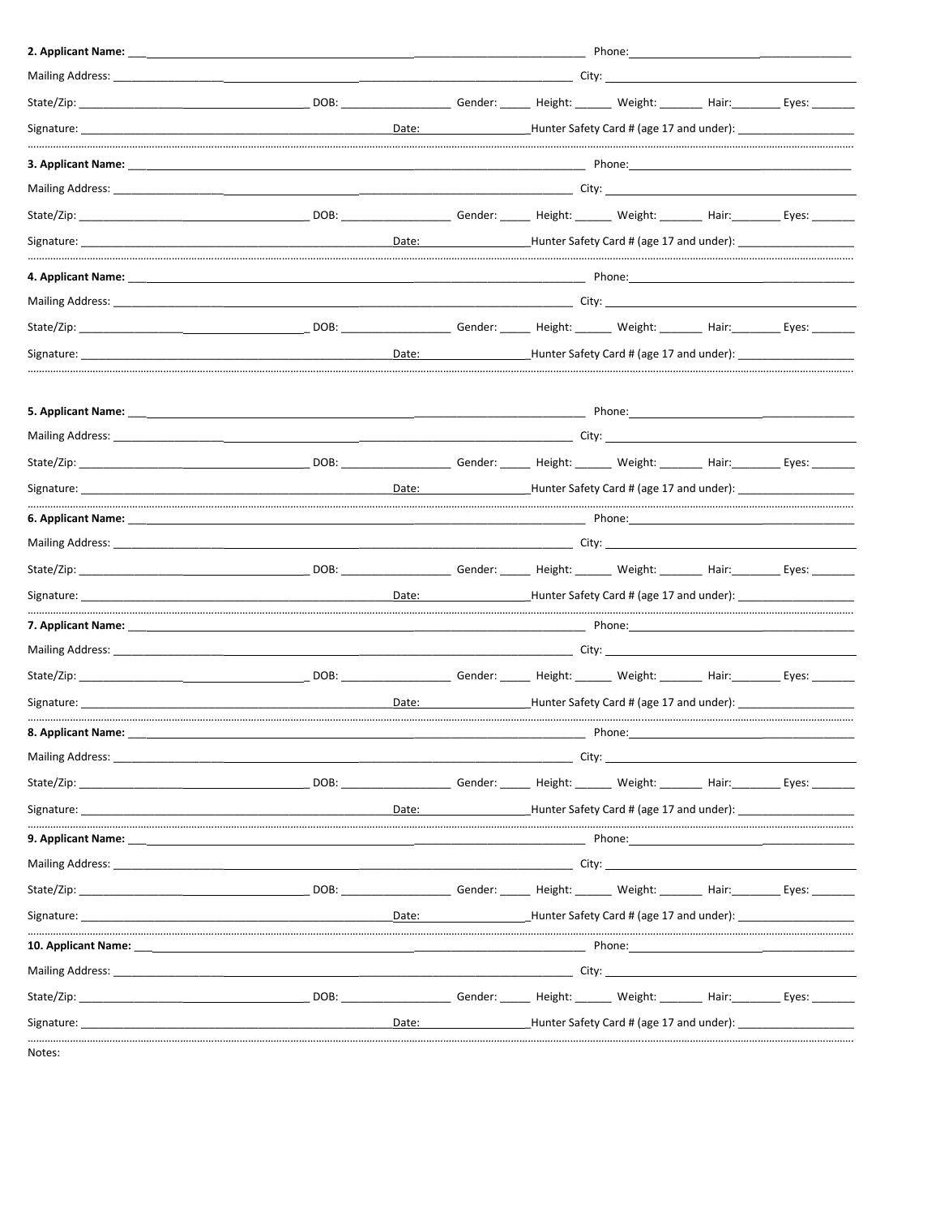**2. Applicant Name:** ___________________________________________________ Phone: ______________________

Mailing Address: ___________________________________________________ City: ______________________

State/Zip: ______________________ DOB: ______________ Gender: _____ Height: ______ Weight: _______ Hair: ________ Eyes: _______

Signature: ______________________________________ Date: ______________ Hunter Safety Card # (age 17 and under): ______________

---

**3. Applicant Name:** ___________________________________________________ Phone: ______________________

Mailing Address: ___________________________________________________ City: ______________________

State/Zip: ______________________ DOB: ______________ Gender: _____ Height: ______ Weight: _______ Hair: ________ Eyes: _______

Signature: ______________________________________ Date: ______________ Hunter Safety Card # (age 17 and under): ______________

---

**4. Applicant Name:** ___________________________________________________ Phone: ______________________

Mailing Address: ___________________________________________________ City: ______________________

State/Zip: ______________________ DOB: ______________ Gender: _____ Height: ______ Weight: _______ Hair: ________ Eyes: _______

Signature: ______________________________________ Date: ______________ Hunter Safety Card # (age 17 and under): ______________

---

**5. Applicant Name:** ___________________________________________________ Phone: ______________________

Mailing Address: ___________________________________________________ City: ______________________

State/Zip: ______________________ DOB: ______________ Gender: _____ Height: ______ Weight: _______ Hair: ________ Eyes: _______

Signature: ______________________________________ Date: ______________ Hunter Safety Card # (age 17 and under): ______________

---

**6. Applicant Name:** ___________________________________________________ Phone: ______________________

Mailing Address: ___________________________________________________ City: ______________________

State/Zip: ______________________ DOB: ______________ Gender: _____ Height: ______ Weight: _______ Hair: ________ Eyes: _______

Signature: ______________________________________ Date: ______________ Hunter Safety Card # (age 17 and under): ______________

---

**7. Applicant Name:** ___________________________________________________ Phone: ______________________

Mailing Address: ___________________________________________________ City: ______________________

State/Zip: ______________________ DOB: ______________ Gender: _____ Height: ______ Weight: _______ Hair: ________ Eyes: _______

Signature: ______________________________________ Date: ______________ Hunter Safety Card # (age 17 and under): ______________

---

**8. Applicant Name:** ___________________________________________________ Phone: ______________________

Mailing Address: ___________________________________________________ City: ______________________

State/Zip: ______________________ DOB: ______________ Gender: _____ Height: ______ Weight: _______ Hair: ________ Eyes: _______

Signature: ______________________________________ Date: ______________ Hunter Safety Card # (age 17 and under): ______________

---

**9. Applicant Name:** ___________________________________________________ Phone: ______________________

Mailing Address: ___________________________________________________ City: ______________________

State/Zip: ______________________ DOB: ______________ Gender: _____ Height: ______ Weight: _______ Hair: ________ Eyes: _______

Signature: ______________________________________ Date: ______________ Hunter Safety Card # (age 17 and under): ______________

---

**10. Applicant Name:** ___________________________________________________ Phone: ______________________

Mailing Address: ___________________________________________________ City: ______________________

State/Zip: ______________________ DOB: ______________ Gender: _____ Height: ______ Weight: _______ Hair: ________ Eyes: _______

Signature: ______________________________________ Date: ______________ Hunter Safety Card # (age 17 and under): ______________

---

Notes: